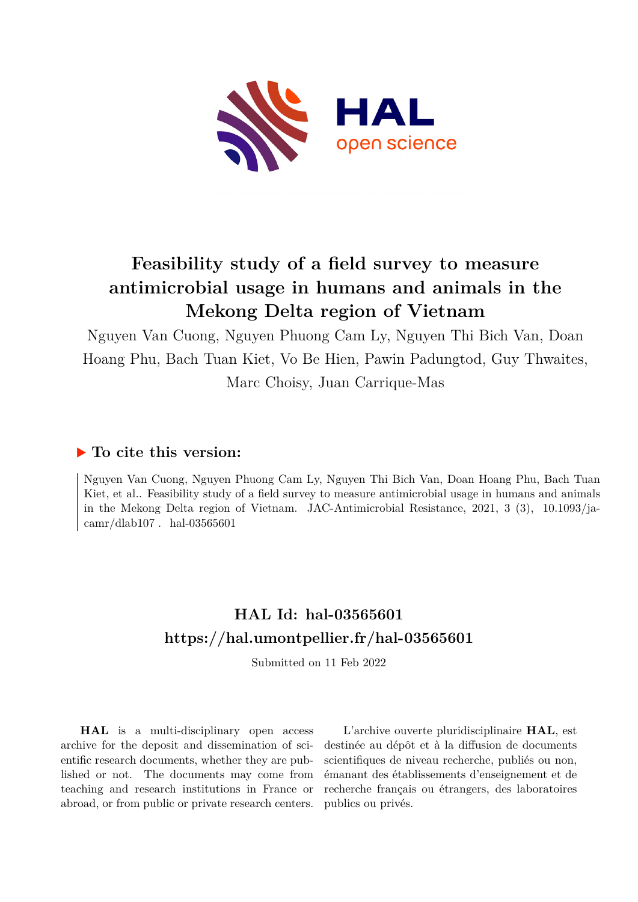# Feasibility study of a field survey to measure antimicrobial usage in humans and animals in the Mekong Delta region of Vietnam

Nguyen Van Cuong, Nguyen Phuong Cam Ly, Nguyen Thi Bich Van, Doan Hoang Phu, Bach Tuan Kiet, Vo Be Hien, Pawin Padungtod, Guy Thwaites, Marc Choisy, Juan Carrique-Mas

## ▶ To cite this version:

Nguyen Van Cuong, Nguyen Phuong Cam Ly, Nguyen Thi Bich Van, Doan Hoang Phu, Bach Tuan Kiet, et al.. Feasibility study of a field survey to measure antimicrobial usage in humans and animals in the Mekong Delta region of Vietnam. JAC-Antimicrobial Resistance, 2021, 3 (3), 10.1093/jacamr/dlab107 . hal-03565601

## HAL Id: hal-03565601
## https://hal.umontpellier.fr/hal-03565601

Submitted on 11 Feb 2022

**HAL** is a multi-disciplinary open access archive for the deposit and dissemination of scientific research documents, whether they are published or not. The documents may come from teaching and research institutions in France or abroad, or from public or private research centers.

L'archive ouverte pluridisciplinaire **HAL**, est destinée au dépôt et à la diffusion de documents scientifiques de niveau recherche, publiés ou non, émanant des établissements d'enseignement et de recherche français ou étrangers, des laboratoires publics ou privés.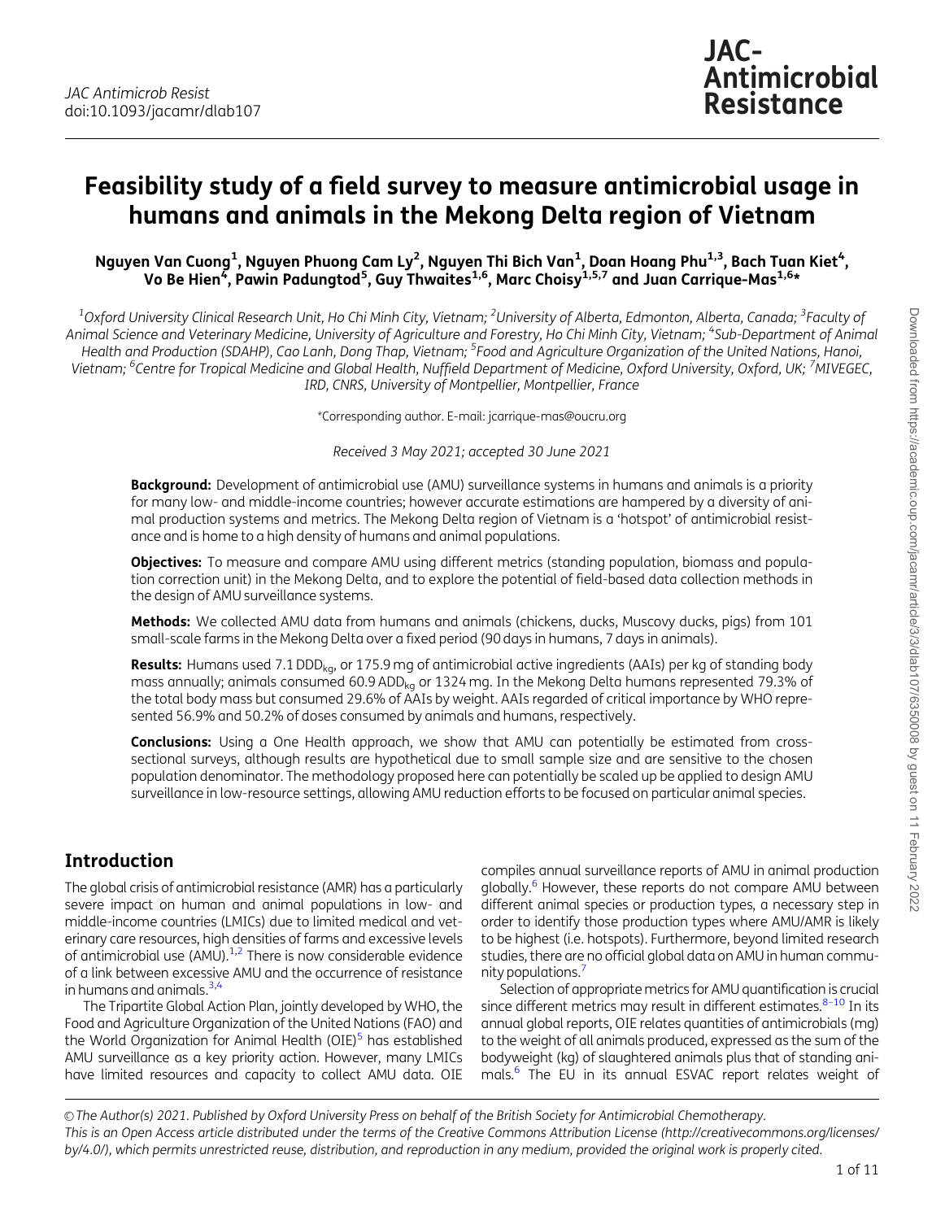# Feasibility study of a field survey to measure antimicrobial usage in humans and animals in the Mekong Delta region of Vietnam

**Nguyen Van Cuong[1], Nguyen Phuong Cam Ly[2], Nguyen Thi Bich Van[1], Doan Hoang Phu[1,3], Bach Tuan Kiet[4], Vo Be Hien[4], Pawin Padungtod[5], Guy Thwaites[1,6], Marc Choisy[1,5,7] and Juan Carrique-Mas[1,6]***

[1]*Oxford University Clinical Research Unit, Ho Chi Minh City, Vietnam;* [2]*University of Alberta, Edmonton, Alberta, Canada;* [3]*Faculty of Animal Science and Veterinary Medicine, University of Agriculture and Forestry, Ho Chi Minh City, Vietnam;* [4]*Sub-Department of Animal Health and Production (SDAHP), Cao Lanh, Dong Thap, Vietnam;* [5]*Food and Agriculture Organization of the United Nations, Hanoi, Vietnam;* [6]*Centre for Tropical Medicine and Global Health, Nuffield Department of Medicine, Oxford University, Oxford, UK;* [7]*MIVEGEC, IRD, CNRS, University of Montpellier, Montpellier, France*

*Corresponding author. E-mail: jcarrique-mas@oucru.org

*Received 3 May 2021; accepted 30 June 2021*

**Background:** Development of antimicrobial use (AMU) surveillance systems in humans and animals is a priority for many low- and middle-income countries; however accurate estimations are hampered by a diversity of animal production systems and metrics. The Mekong Delta region of Vietnam is a 'hotspot' of antimicrobial resistance and is home to a high density of humans and animal populations.

**Objectives:** To measure and compare AMU using different metrics (standing population, biomass and population correction unit) in the Mekong Delta, and to explore the potential of field-based data collection methods in the design of AMU surveillance systems.

**Methods:** We collected AMU data from humans and animals (chickens, ducks, Muscovy ducks, pigs) from 101 small-scale farms in the Mekong Delta over a fixed period (90 days in humans, 7 days in animals).

**Results:** Humans used 7.1 $DDD_{kg}$, or 175.9 mg of antimicrobial active ingredients (AAIs) per kg of standing body mass annually; animals consumed 60.9 $ADD_{kg}$ or 1324 mg. In the Mekong Delta humans represented 79.3% of the total body mass but consumed 29.6% of AAIs by weight. AAIs regarded of critical importance by WHO represented 56.9% and 50.2% of doses consumed by animals and humans, respectively.

**Conclusions:** Using a One Health approach, we show that AMU can potentially be estimated from cross-sectional surveys, although results are hypothetical due to small sample size and are sensitive to the chosen population denominator. The methodology proposed here can potentially be scaled up be applied to design AMU surveillance in low-resource settings, allowing AMU reduction efforts to be focused on particular animal species.

## Introduction

The global crisis of antimicrobial resistance (AMR) has a particularly severe impact on human and animal populations in low- and middle-income countries (LMICs) due to limited medical and veterinary care resources, high densities of farms and excessive levels of antimicrobial use (AMU).[1,2] There is now considerable evidence of a link between excessive AMU and the occurrence of resistance in humans and animals.[3,4]

The Tripartite Global Action Plan, jointly developed by WHO, the Food and Agriculture Organization of the United Nations (FAO) and the World Organization for Animal Health (OIE)[5] has established AMU surveillance as a key priority action. However, many LMICs have limited resources and capacity to collect AMU data. OIE compiles annual surveillance reports of AMU in animal production globally.[6] However, these reports do not compare AMU between different animal species or production types, a necessary step in order to identify those production types where AMU/AMR is likely to be highest (i.e. hotspots). Furthermore, beyond limited research studies, there are no official global data on AMU in human community populations.[7]

Selection of appropriate metrics for AMU quantification is crucial since different metrics may result in different estimates.[8–10] In its annual global reports, OIE relates quantities of antimicrobials (mg) to the weight of all animals produced, expressed as the sum of the bodyweight (kg) of slaughtered animals plus that of standing animals.[6] The EU in its annual ESVAC report relates weight of

© The Author(s) 2021. Published by Oxford University Press on behalf of the British Society for Antimicrobial Chemotherapy. This is an Open Access article distributed under the terms of the Creative Commons Attribution License (http://creativecommons.org/licenses/by/4.0/), which permits unrestricted reuse, distribution, and reproduction in any medium, provided the original work is properly cited.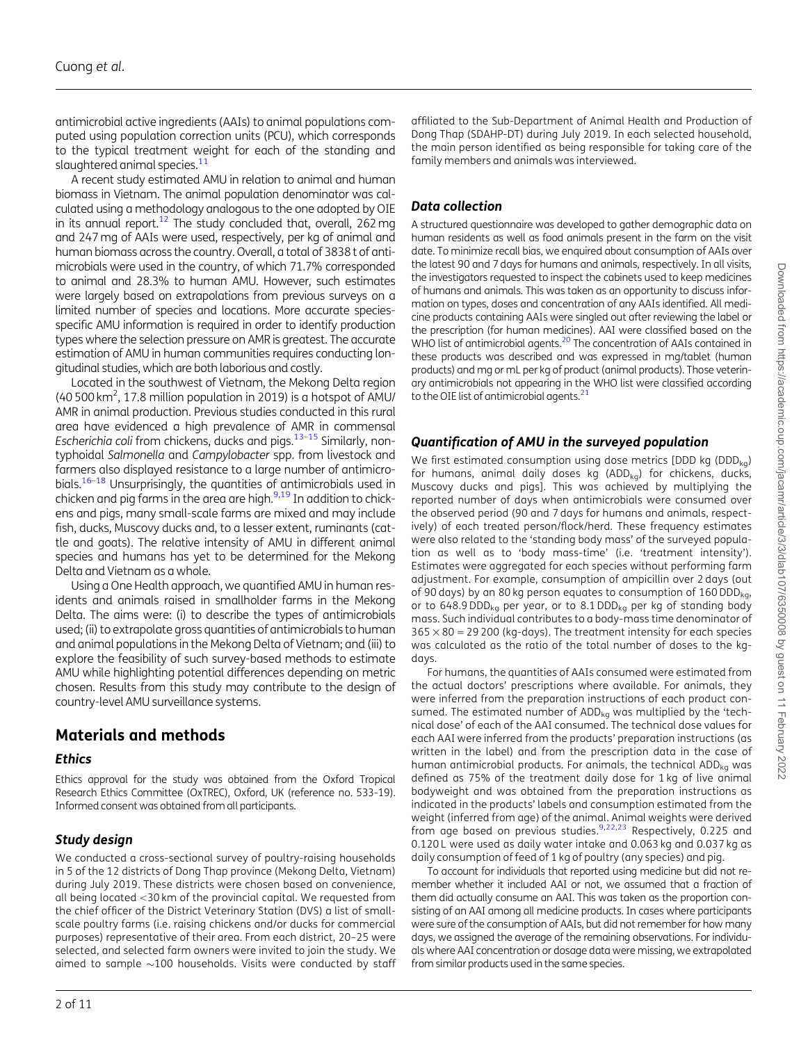antimicrobial active ingredients (AAIs) to animal populations computed using population correction units (PCU), which corresponds to the typical treatment weight for each of the standing and slaughtered animal species.[11]

A recent study estimated AMU in relation to animal and human biomass in Vietnam. The animal population denominator was calculated using a methodology analogous to the one adopted by OIE in its annual report.[12] The study concluded that, overall, 262 mg and 247 mg of AAIs were used, respectively, per kg of animal and human biomass across the country. Overall, a total of 3838 t of antimicrobials were used in the country, of which 71.7% corresponded to animal and 28.3% to human AMU. However, such estimates were largely based on extrapolations from previous surveys on a limited number of species and locations. More accurate species-specific AMU information is required in order to identify production types where the selection pressure on AMR is greatest. The accurate estimation of AMU in human communities requires conducting longitudinal studies, which are both laborious and costly.

Located in the southwest of Vietnam, the Mekong Delta region (40 500 $km^2$, 17.8 million population in 2019) is a hotspot of AMU/AMR in animal production. Previous studies conducted in this rural area have evidenced a high prevalence of AMR in commensal *Escherichia coli* from chickens, ducks and pigs.[13–15] Similarly, non-typhoidal *Salmonella* and *Campylobacter* spp. from livestock and farmers also displayed resistance to a large number of antimicrobials.[16–18] Unsurprisingly, the quantities of antimicrobials used in chicken and pig farms in the area are high.[9,19] In addition to chickens and pigs, many small-scale farms are mixed and may include fish, ducks, Muscovy ducks and, to a lesser extent, ruminants (cattle and goats). The relative intensity of AMU in different animal species and humans has yet to be determined for the Mekong Delta and Vietnam as a whole.

Using a One Health approach, we quantified AMU in human residents and animals raised in smallholder farms in the Mekong Delta. The aims were: (i) to describe the types of antimicrobials used; (ii) to extrapolate gross quantities of antimicrobials to human and animal populations in the Mekong Delta of Vietnam; and (iii) to explore the feasibility of such survey-based methods to estimate AMU while highlighting potential differences depending on metric chosen. Results from this study may contribute to the design of country-level AMU surveillance systems.

## Materials and methods

### Ethics

Ethics approval for the study was obtained from the Oxford Tropical Research Ethics Committee (OxTREC), Oxford, UK (reference no. 533-19). Informed consent was obtained from all participants.

### Study design

We conducted a cross-sectional survey of poultry-raising households in 5 of the 12 districts of Dong Thap province (Mekong Delta, Vietnam) during July 2019. These districts were chosen based on convenience, all being located <30 km of the provincial capital. We requested from the chief officer of the District Veterinary Station (DVS) a list of small-scale poultry farms (i.e. raising chickens and/or ducks for commercial purposes) representative of their area. From each district, 20–25 were selected, and selected farm owners were invited to join the study. We aimed to sample ∼100 households. Visits were conducted by staff affiliated to the Sub-Department of Animal Health and Production of Dong Thap (SDAHP-DT) during July 2019. In each selected household, the main person identified as being responsible for taking care of the family members and animals was interviewed.

### Data collection

A structured questionnaire was developed to gather demographic data on human residents as well as food animals present in the farm on the visit date. To minimize recall bias, we enquired about consumption of AAIs over the latest 90 and 7 days for humans and animals, respectively. In all visits, the investigators requested to inspect the cabinets used to keep medicines of humans and animals. This was taken as an opportunity to discuss information on types, doses and concentration of any AAIs identified. All medicine products containing AAIs were singled out after reviewing the label or the prescription (for human medicines). AAI were classified based on the WHO list of antimicrobial agents.[20] The concentration of AAIs contained in these products was described and was expressed in mg/tablet (human products) and mg or mL per kg of product (animal products). Those veterinary antimicrobials not appearing in the WHO list were classified according to the OIE list of antimicrobial agents.[21]

### Quantification of AMU in the surveyed population

We first estimated consumption using dose metrics [DDD kg ($DDD_{kg}$) for humans, animal daily doses kg ($ADD_{kg}$) for chickens, ducks, Muscovy ducks and pigs]. This was achieved by multiplying the reported number of days when antimicrobials were consumed over the observed period (90 and 7 days for humans and animals, respectively) of each treated person/flock/herd. These frequency estimates were also related to the 'standing body mass' of the surveyed population as well as to 'body mass-time' (i.e. 'treatment intensity'). Estimates were aggregated for each species without performing farm adjustment. For example, consumption of ampicillin over 2 days (out of 90 days) by an 80 kg person equates to consumption of 160 $DDD_{kg}$, or to 648.9 $DDD_{kg}$ per year, or to 8.1 $DDD_{kg}$ per kg of standing body mass. Such individual contributes to a body-mass time denominator of $365 \times 80 = 29\,200$ (kg-days). The treatment intensity for each species was calculated as the ratio of the total number of doses to the kg-days.

For humans, the quantities of AAIs consumed were estimated from the actual doctors' prescriptions where available. For animals, they were inferred from the preparation instructions of each product consumed. The estimated number of $ADD_{kg}$ was multiplied by the 'technical dose' of each of the AAI consumed. The technical dose values for each AAI were inferred from the products' preparation instructions (as written in the label) and from the prescription data in the case of human antimicrobial products. For animals, the technical $ADD_{kg}$ was defined as 75% of the treatment daily dose for 1 kg of live animal bodyweight and was obtained from the preparation instructions as indicated in the products' labels and consumption estimated from the weight (inferred from age) of the animal. Animal weights were derived from age based on previous studies.[9,22,23] Respectively, 0.225 and 0.120 L were used as daily water intake and 0.063 kg and 0.037 kg as daily consumption of feed of 1 kg of poultry (any species) and pig.

To account for individuals that reported using medicine but did not remember whether it included AAI or not, we assumed that a fraction of them did actually consume an AAI. This was taken as the proportion consisting of an AAI among all medicine products. In cases where participants were sure of the consumption of AAIs, but did not remember for how many days, we assigned the average of the remaining observations. For individuals where AAI concentration or dosage data were missing, we extrapolated from similar products used in the same species.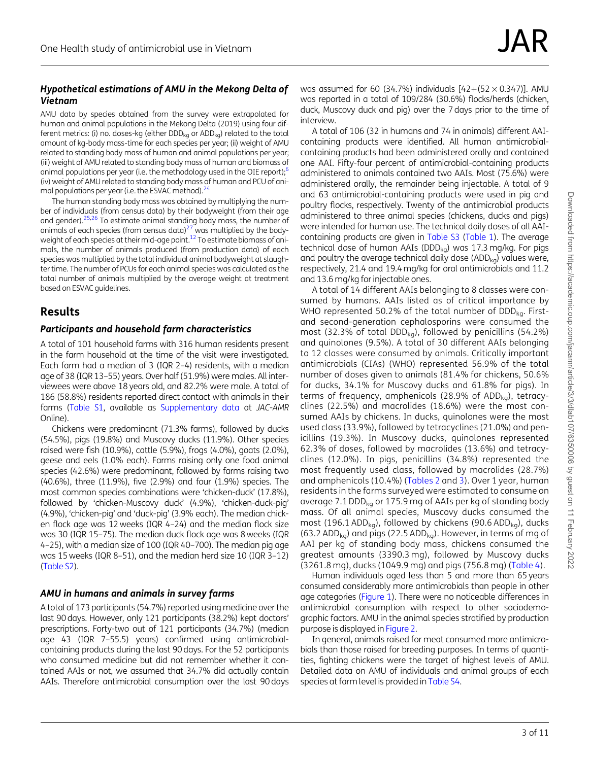### Hypothetical estimations of AMU in the Mekong Delta of Vietnam

AMU data by species obtained from the survey were extrapolated for human and animal populations in the Mekong Delta (2019) using four different metrics: (i) no. doses-kg (either $DDD_{kg}$ or $ADD_{kg}$) related to the total amount of kg-body mass-time for each species per year; (ii) weight of AMU related to standing body mass of human and animal populations per year; (iii) weight of AMU related to standing body mass of human and biomass of animal populations per year (i.e. the methodology used in the OIE report);[6] (iv) weight of AMU related to standing body mass of human and PCU of animal populations per year (i.e. the ESVAC method).[24]

The human standing body mass was obtained by multiplying the number of individuals (from census data) by their bodyweight (from their age and gender).[25,26] To estimate animal standing body mass, the number of animals of each species (from census data)[27] was multiplied by the bodyweight of each species at their mid-age point.[12] To estimate biomass of animals, the number of animals produced (from production data) of each species was multiplied by the total individual animal bodyweight at slaughter time. The number of PCUs for each animal species was calculated as the total number of animals multiplied by the average weight at treatment based on ESVAC guidelines.

## Results

### Participants and household farm characteristics

A total of 101 household farms with 316 human residents present in the farm household at the time of the visit were investigated. Each farm had a median of 3 (IQR 2–4) residents, with a median age of 38 (IQR 13–55) years. Over half (51.9%) were males. All interviewees were above 18 years old, and 82.2% were male. A total of 186 (58.8%) residents reported direct contact with animals in their farms (Table S1, available as Supplementary data at *JAC-AMR* Online).

Chickens were predominant (71.3% farms), followed by ducks (54.5%), pigs (19.8%) and Muscovy ducks (11.9%). Other species raised were fish (10.9%), cattle (5.9%), frogs (4.0%), goats (2.0%), geese and eels (1.0% each). Farms raising only one food animal species (42.6%) were predominant, followed by farms raising two (40.6%), three (11.9%), five (2.9%) and four (1.9%) species. The most common species combinations were 'chicken-duck' (17.8%), followed by 'chicken-Muscovy duck' (4.9%), 'chicken-duck-pig' (4.9%), 'chicken-pig' and 'duck-pig' (3.9% each). The median chicken flock age was 12 weeks (IQR 4–24) and the median flock size was 30 (IQR 15–75). The median duck flock age was 8 weeks (IQR 4–25), with a median size of 100 (IQR 40–700). The median pig age was 15 weeks (IQR 8–51), and the median herd size 10 (IQR 3–12) (Table S2).

### AMU in humans and animals in survey farms

A total of 173 participants (54.7%) reported using medicine over the last 90 days. However, only 121 participants (38.2%) kept doctors' prescriptions. Forty-two out of 121 participants (34.7%) (median age 43 (IQR 7–55.5) years) confirmed using antimicrobial-containing products during the last 90 days. For the 52 participants who consumed medicine but did not remember whether it contained AAIs or not, we assumed that 34.7% did actually contain AAIs. Therefore antimicrobial consumption over the last 90 days was assumed for 60 (34.7%) individuals [$42+(52\times 0.347)$]. AMU was reported in a total of 109/284 (30.6%) flocks/herds (chicken, duck, Muscovy duck and pig) over the 7 days prior to the time of interview.

A total of 106 (32 in humans and 74 in animals) different AAI-containing products were identified. All human antimicrobial-containing products had been administered orally and contained one AAI. Fifty-four percent of antimicrobial-containing products administered to animals contained two AAIs. Most (75.6%) were administered orally, the remainder being injectable. A total of 9 and 63 antimicrobial-containing products were used in pig and poultry flocks, respectively. Twenty of the antimicrobial products administered to three animal species (chickens, ducks and pigs) were intended for human use. The technical daily doses of all AAI-containing products are given in Table S3 (Table 1). The average technical dose of human AAIs ($DDD_{kg}$) was 17.3 mg/kg. For pigs and poultry the average technical daily dose ($ADD_{kg}$) values were, respectively, 21.4 and 19.4 mg/kg for oral antimicrobials and 11.2 and 13.6 mg/kg for injectable ones.

A total of 14 different AAIs belonging to 8 classes were consumed by humans. AAIs listed as of critical importance by WHO represented 50.2% of the total number of $DDD_{kg}$. First- and second-generation cephalosporins were consumed the most (32.3% of total $DDD_{kg}$), followed by penicillins (54.2%) and quinolones (9.5%). A total of 30 different AAIs belonging to 12 classes were consumed by animals. Critically important antimicrobials (CIAs) (WHO) represented 56.9% of the total number of doses given to animals (81.4% for chickens, 50.6% for ducks, 34.1% for Muscovy ducks and 61.8% for pigs). In terms of frequency, amphenicols (28.9% of $ADD_{kg}$), tetracyclines (22.5%) and macrolides (18.6%) were the most consumed AAIs by chickens. In ducks, quinolones were the most used class (33.9%), followed by tetracyclines (21.0%) and penicillins (19.3%). In Muscovy ducks, quinolones represented 62.3% of doses, followed by macrolides (13.6%) and tetracyclines (12.0%). In pigs, penicillins (34.8%) represented the most frequently used class, followed by macrolides (28.7%) and amphenicols (10.4%) (Tables 2 and 3). Over 1 year, human residents in the farms surveyed were estimated to consume on average 7.1 $DDD_{kg}$ or 175.9 mg of AAIs per kg of standing body mass. Of all animal species, Muscovy ducks consumed the most (196.1 $ADD_{kg}$), followed by chickens (90.6 $ADD_{kg}$), ducks (63.2 $ADD_{kg}$) and pigs (22.5 $ADD_{kg}$). However, in terms of mg of AAI per kg of standing body mass, chickens consumed the greatest amounts (3390.3 mg), followed by Muscovy ducks (3261.8 mg), ducks (1049.9 mg) and pigs (756.8 mg) (Table 4).

Human individuals aged less than 5 and more than 65 years consumed considerably more antimicrobials than people in other age categories (Figure 1). There were no noticeable differences in antimicrobial consumption with respect to other sociodemographic factors. AMU in the animal species stratified by production purpose is displayed in Figure 2.

In general, animals raised for meat consumed more antimicrobials than those raised for breeding purposes. In terms of quantities, fighting chickens were the target of highest levels of AMU. Detailed data on AMU of individuals and animal groups of each species at farm level is provided in Table S4.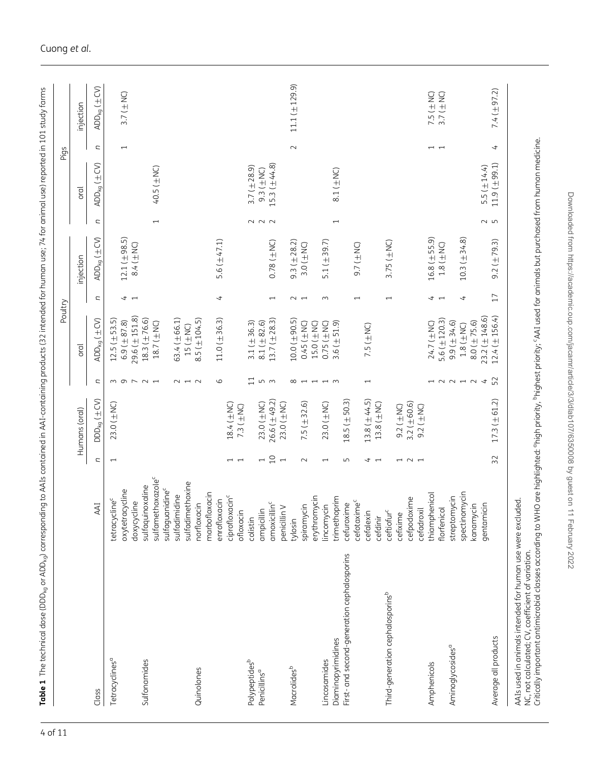**Table 1** The technical dose ($DDD_{kg}$ or $ADD_{kg}$) corresponding to AAIs contained in AAI-containing products (32 intended for human use; 74 for animal use) reported in 101 study farms

| Class | AAI | Humans (oral) | | Poultry | | | | Pigs | | | |
|---|---|---|---|---|---|---|---|---|---|---|---|
| | | | | oral | | injection | | oral | | injection | |
| | | n | $DDD_{kg}$ (±CV) | n | $ADD_{kg}$ (±CV) | n | $ADD_{kg}$ (±CV) | n | $ADD_{kg}$ (±CV) | n | $ADD_{kg}$ (±CV) |
| Tetracyclines[a] | tetracycline[c] | 1 | 23.0 (±NC) | 3 | 12.5 (±53.5) | | | | | | |
| | oxytetracycline | | | 9 | 6.9 (±87.8) | 4 | 12.1 (±98.5) | | | 1 | 3.7 (±NC) |
| | doxycycline | | | 7 | 29.6 (±151.8) | 1 | 8.4 (±NC) | | | | |
| Sulfonamides | sulfaquinoxaline | | | 2 | 18.3 (±76.6) | | | | | | |
| | sulfamethoxazole[c] | | | 1 | 18.7 (±NC) | | | 1 | 40.5 (±NC) | | |
| | sulfaguanidine[c] | | | | | | | | | | |
| | sulfadimidine | | | 2 | 63.4 (±66.1) | | | | | | |
| | sulfadimethoxine | | | 1 | 15 (±NC) | | | | | | |
| Quinolones | norfloxacin | | | 2 | 8.5 (±104.5) | | | | | | |
| | marbofloxacin | | | | | | | | | | |
| | enrofloxacin | | | 6 | 11.0 (±36.3) | 4 | 5.6 (±47.1) | | | | |
| | ciprofloxacin[c] | 1 | 18.4 (±NC) | | | | | | | | |
| | ofloxacin | 1 | 7.3 (±NC) | | | | | | | | |
| Polypeptides[b] | colistin | | | 11 | 3.1 (±36.3) | | | 2 | 3.7 (±28.9) | | |
| Penicillins[a] | ampicillin | 1 | 23.0 (±NC) | 5 | 8.1 (±82.6) | | | 2 | 9.3 (±NC) | | |
| | amoxicillin[c] | 10 | 26.6 (±49.2) | 3 | 13.7 (±28.3) | 1 | 0.78 (±NC) | 2 | 15.3 (±44.8) | | |
| | penicillin V | 1 | 23.0 (±NC) | | | | | | | | |
| Macrolides[b] | tylosin | | | 8 | 10.0 (±90.5) | 2 | 9.3 (±28.2) | | | 2 | 11.1 (±129.9) |
| | spiramycin | 2 | 7.5 (±32.6) | 1 | 0.45 (±NC) | 1 | 3.0 (±NC) | | | | |
| | erythromycin | | | 1 | 15.0 (±NC) | | | | | | |
| Lincosamides | lincomycin | 1 | 23.0 (±NC) | 1 | 0.75 (±NC) | 3 | 5.1 (±39.7) | | | | |
| Diaminopyrimidines | trimethoprim | | | 3 | 3.6 (±51.9) | | | 1 | 8.1 (±NC) | | |
| First- and second-generation cephalosporins | cefuroxime | 5 | 18.5 (±50.3) | | | | | | | | |
| | cefotaxime[c] | | | | | 1 | 9.7 (±NC) | | | | |
| | cefalexin | 4 | 13.8 (±44.5) | 1 | 7.5 (±NC) | | | | | | |
| | cefdinir | 1 | 13.8 (±NC) | | | | | | | | |
| Third-generation cephalosporins[b] | ceftiofur[c] | | | | | 1 | 3.75 (±NC) | | | | |
| | cefixime | 1 | 9.2 (±NC) | | | | | | | | |
| | cefpodoxime | 2 | 3.2 (±60.6) | | | | | | | | |
| | cefadroxil | 1 | 9.2 (±NC) | | | | | | | | |
| Amphenicols | thiamphenicol | | | 1 | 24.7 (±NC) | 4 | 16.8 (±55.9) | | | 1 | 7.5 (±NC) |
| | florfenicol | | | 2 | 5.6 (±120.3) | 1 | 1.8 (±NC) | | | 1 | 3.7 (±NC) |
| Aminoglycosides[a] | streptomycin | | | 2 | 9.9 (±34.6) | | | | | | |
| | spectinomycin | | | 1 | 1.8 (±NC) | 4 | 10.3 (±34.8) | | | | |
| | kanamycin | | | 2 | 8.0 (±75.6) | | | | | | |
| | gentamicin | | | 4 | 23.2 (±148.6) | | | 2 | 5.5 (±14.4) | | |
| Average all products | | 32 | 17.3 (±61.2) | 52 | 12.4 (±156.4) | 17 | 9.2 (±79.3) | 5 | 11.9 (±99.1) | 4 | 7.4 (±97.2) |

AAIs used in animals intended for human use were excluded.
NC, not calculated; CV, coefficient of variation.
Critically important antimicrobial classes according to WHO are highlighted: [a]high priority; [b]highest priority; [c]AAI used for animals but purchased from human medicine.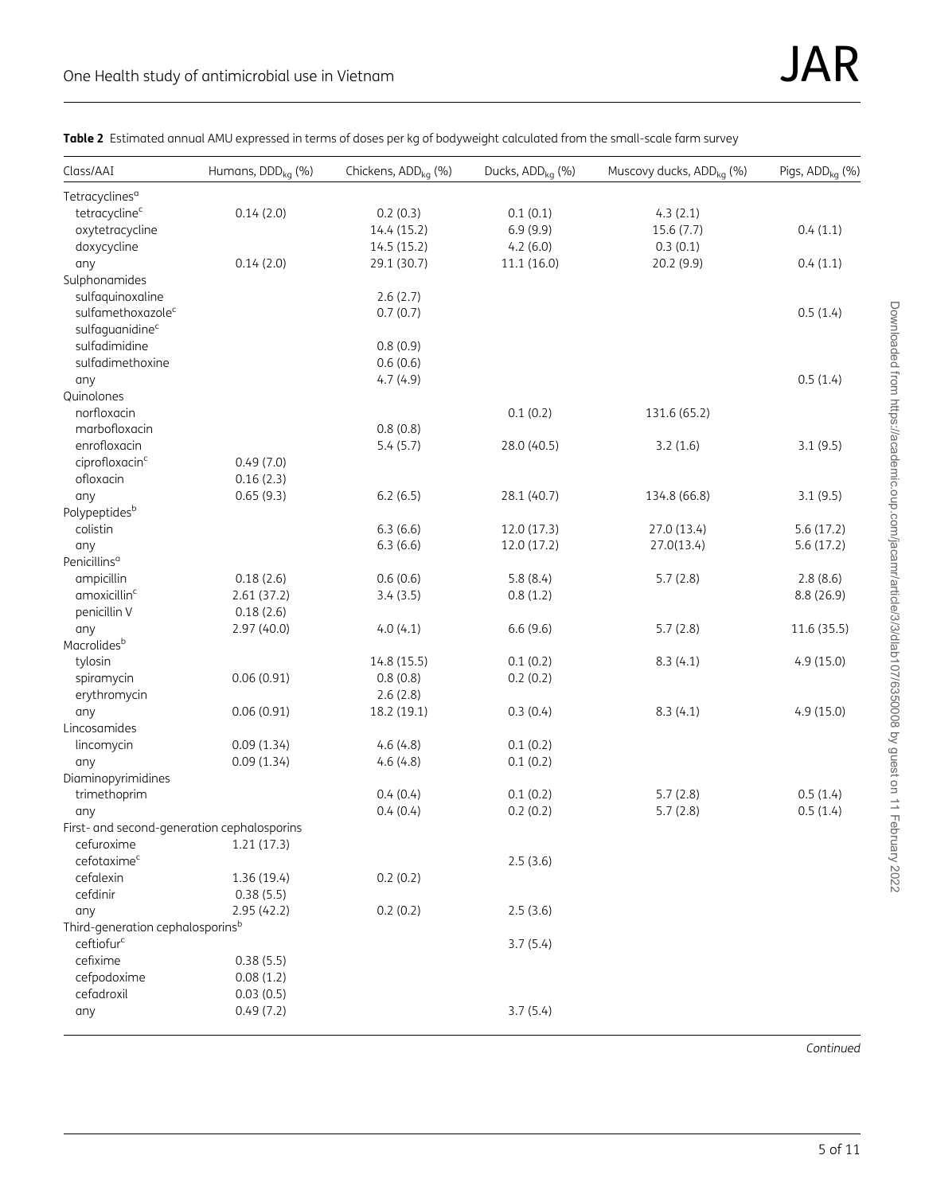**Table 2** Estimated annual AMU expressed in terms of doses per kg of bodyweight calculated from the small-scale farm survey

| Class/AAI | Humans, $DDD_{kg}$ (%) | Chickens, $ADD_{kg}$ (%) | Ducks, $ADD_{kg}$ (%) | Muscovy ducks, $ADD_{kg}$ (%) | Pigs, $ADD_{kg}$ (%) |
|---|---|---|---|---|---|
| Tetracyclines[a] | | | | | |
| tetracycline[c] | 0.14 (2.0) | 0.2 (0.3) | 0.1 (0.1) | 4.3 (2.1) | |
| oxytetracycline | | 14.4 (15.2) | 6.9 (9.9) | 15.6 (7.7) | 0.4 (1.1) |
| doxycycline | | 14.5 (15.2) | 4.2 (6.0) | 0.3 (0.1) | |
| any | 0.14 (2.0) | 29.1 (30.7) | 11.1 (16.0) | 20.2 (9.9) | 0.4 (1.1) |
| Sulphonamides | | | | | |
| sulfaquinoxaline | | 2.6 (2.7) | | | |
| sulfamethoxazole[c] | | 0.7 (0.7) | | | 0.5 (1.4) |
| sulfaguanidine[c] | | | | | |
| sulfadimidine | | 0.8 (0.9) | | | |
| sulfadimethoxine | | 0.6 (0.6) | | | |
| any | | 4.7 (4.9) | | | 0.5 (1.4) |
| Quinolones | | | | | |
| norfloxacin | | | 0.1 (0.2) | 131.6 (65.2) | |
| marbofloxacin | | 0.8 (0.8) | | | |
| enrofloxacin | | 5.4 (5.7) | 28.0 (40.5) | 3.2 (1.6) | 3.1 (9.5) |
| ciprofloxacin[c] | 0.49 (7.0) | | | | |
| ofloxacin | 0.16 (2.3) | | | | |
| any | 0.65 (9.3) | 6.2 (6.5) | 28.1 (40.7) | 134.8 (66.8) | 3.1 (9.5) |
| Polypeptides[b] | | | | | |
| colistin | | 6.3 (6.6) | 12.0 (17.3) | 27.0 (13.4) | 5.6 (17.2) |
| any | | 6.3 (6.6) | 12.0 (17.2) | 27.0(13.4) | 5.6 (17.2) |
| Penicillins[a] | | | | | |
| ampicillin | 0.18 (2.6) | 0.6 (0.6) | 5.8 (8.4) | 5.7 (2.8) | 2.8 (8.6) |
| amoxicillin[c] | 2.61 (37.2) | 3.4 (3.5) | 0.8 (1.2) | | 8.8 (26.9) |
| penicillin V | 0.18 (2.6) | | | | |
| any | 2.97 (40.0) | 4.0 (4.1) | 6.6 (9.6) | 5.7 (2.8) | 11.6 (35.5) |
| Macrolides[b] | | | | | |
| tylosin | | 14.8 (15.5) | 0.1 (0.2) | 8.3 (4.1) | 4.9 (15.0) |
| spiramycin | 0.06 (0.91) | 0.8 (0.8) | 0.2 (0.2) | | |
| erythromycin | | 2.6 (2.8) | | | |
| any | 0.06 (0.91) | 18.2 (19.1) | 0.3 (0.4) | 8.3 (4.1) | 4.9 (15.0) |
| Lincosamides | | | | | |
| lincomycin | 0.09 (1.34) | 4.6 (4.8) | 0.1 (0.2) | | |
| any | 0.09 (1.34) | 4.6 (4.8) | 0.1 (0.2) | | |
| Diaminopyrimidines | | | | | |
| trimethoprim | | 0.4 (0.4) | 0.1 (0.2) | 5.7 (2.8) | 0.5 (1.4) |
| any | | 0.4 (0.4) | 0.2 (0.2) | 5.7 (2.8) | 0.5 (1.4) |
| First- and second-generation cephalosporins | | | | | |
| cefuroxime | 1.21 (17.3) | | | | |
| cefotaxime[c] | | | 2.5 (3.6) | | |
| cefalexin | 1.36 (19.4) | 0.2 (0.2) | | | |
| cefdinir | 0.38 (5.5) | | | | |
| any | 2.95 (42.2) | 0.2 (0.2) | 2.5 (3.6) | | |
| Third-generation cephalosporins[b] | | | | | |
| ceftiofur[c] | | | 3.7 (5.4) | | |
| cefixime | 0.38 (5.5) | | | | |
| cefpodoxime | 0.08 (1.2) | | | | |
| cefadroxil | 0.03 (0.5) | | | | |
| any | 0.49 (7.2) | | 3.7 (5.4) | | |

*Continued*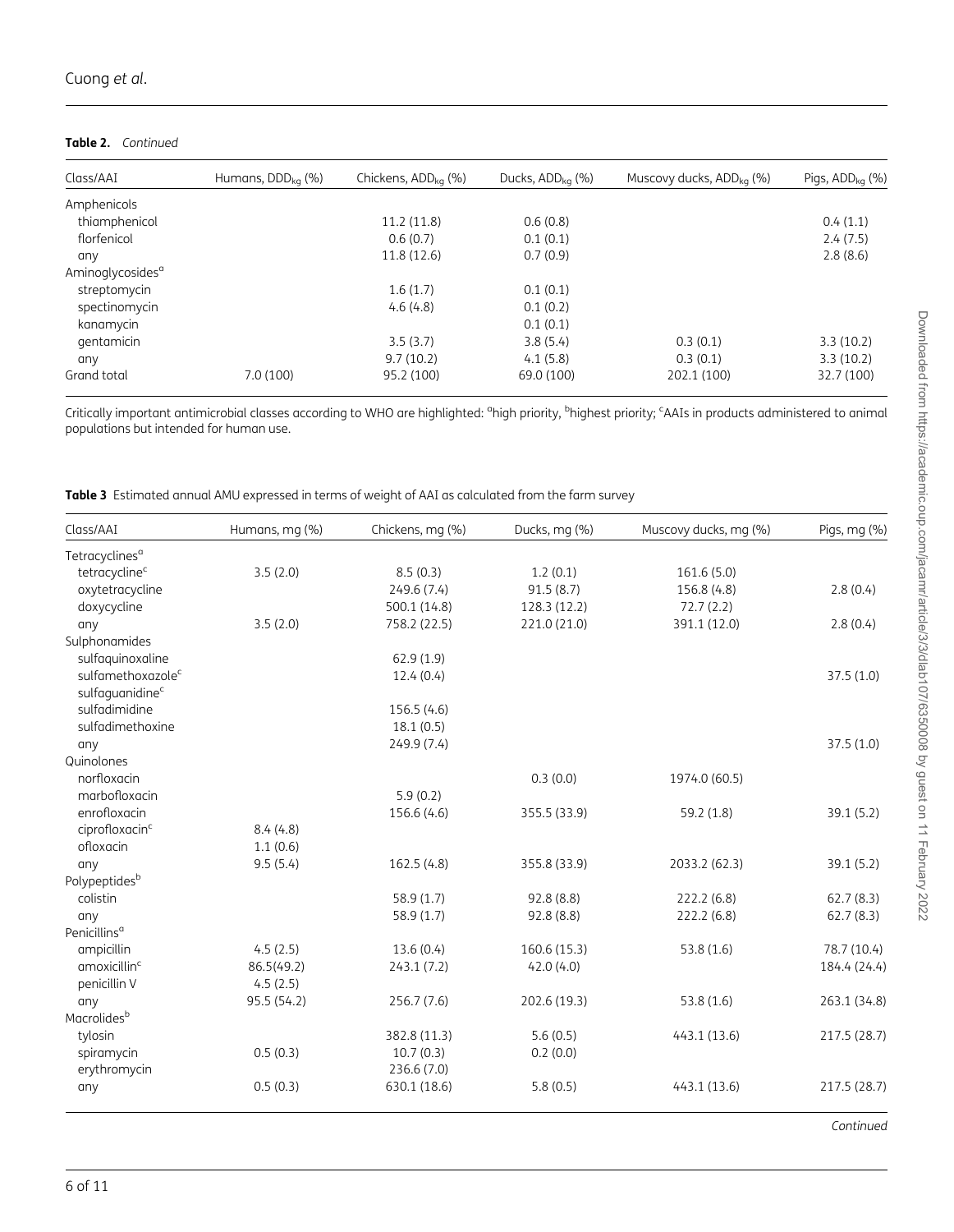**Table 2.** *Continued*

| Class/AAI | Humans, $DDD_{kg}$ (%) | Chickens, $ADD_{kg}$ (%) | Ducks, $ADD_{kg}$ (%) | Muscovy ducks, $ADD_{kg}$ (%) | Pigs, $ADD_{kg}$ (%) |
|---|---|---|---|---|---|
| Amphenicols | | | | | |
| thiamphenicol | | 11.2 (11.8) | 0.6 (0.8) | | 0.4 (1.1) |
| florfenicol | | 0.6 (0.7) | 0.1 (0.1) | | 2.4 (7.5) |
| any | | 11.8 (12.6) | 0.7 (0.9) | | 2.8 (8.6) |
| Aminoglycosides[a] | | | | | |
| streptomycin | | 1.6 (1.7) | 0.1 (0.1) | | |
| spectinomycin | | 4.6 (4.8) | 0.1 (0.2) | | |
| kanamycin | | | 0.1 (0.1) | | |
| gentamicin | | 3.5 (3.7) | 3.8 (5.4) | 0.3 (0.1) | 3.3 (10.2) |
| any | | 9.7 (10.2) | 4.1 (5.8) | 0.3 (0.1) | 3.3 (10.2) |
| Grand total | 7.0 (100) | 95.2 (100) | 69.0 (100) | 202.1 (100) | 32.7 (100) |

Critically important antimicrobial classes according to WHO are highlighted: [a]high priority, [b]highest priority; [c]AAIs in products administered to animal populations but intended for human use.

**Table 3** Estimated annual AMU expressed in terms of weight of AAI as calculated from the farm survey

| Class/AAI | Humans, mg (%) | Chickens, mg (%) | Ducks, mg (%) | Muscovy ducks, mg (%) | Pigs, mg (%) |
|---|---|---|---|---|---|
| Tetracyclines[a] | | | | | |
| tetracycline[c] | 3.5 (2.0) | 8.5 (0.3) | 1.2 (0.1) | 161.6 (5.0) | |
| oxytetracycline | | 249.6 (7.4) | 91.5 (8.7) | 156.8 (4.8) | 2.8 (0.4) |
| doxycycline | | 500.1 (14.8) | 128.3 (12.2) | 72.7 (2.2) | |
| any | 3.5 (2.0) | 758.2 (22.5) | 221.0 (21.0) | 391.1 (12.0) | 2.8 (0.4) |
| Sulphonamides | | | | | |
| sulfaquinoxaline | | 62.9 (1.9) | | | |
| sulfamethoxazole[c] | | 12.4 (0.4) | | | 37.5 (1.0) |
| sulfaguanidine[c] | | | | | |
| sulfadimidine | | 156.5 (4.6) | | | |
| sulfadimethoxine | | 18.1 (0.5) | | | |
| any | | 249.9 (7.4) | | | 37.5 (1.0) |
| Quinolones | | | | | |
| norfloxacin | | | 0.3 (0.0) | 1974.0 (60.5) | |
| marbofloxacin | | 5.9 (0.2) | | | |
| enrofloxacin | | 156.6 (4.6) | 355.5 (33.9) | 59.2 (1.8) | 39.1 (5.2) |
| ciprofloxacin[c] | 8.4 (4.8) | | | | |
| ofloxacin | 1.1 (0.6) | | | | |
| any | 9.5 (5.4) | 162.5 (4.8) | 355.8 (33.9) | 2033.2 (62.3) | 39.1 (5.2) |
| Polypeptides[b] | | | | | |
| colistin | | 58.9 (1.7) | 92.8 (8.8) | 222.2 (6.8) | 62.7 (8.3) |
| any | | 58.9 (1.7) | 92.8 (8.8) | 222.2 (6.8) | 62.7 (8.3) |
| Penicillins[a] | | | | | |
| ampicillin | 4.5 (2.5) | 13.6 (0.4) | 160.6 (15.3) | 53.8 (1.6) | 78.7 (10.4) |
| amoxicillin[c] | 86.5(49.2) | 243.1 (7.2) | 42.0 (4.0) | | 184.4 (24.4) |
| penicillin V | 4.5 (2.5) | | | | |
| any | 95.5 (54.2) | 256.7 (7.6) | 202.6 (19.3) | 53.8 (1.6) | 263.1 (34.8) |
| Macrolides[b] | | | | | |
| tylosin | | 382.8 (11.3) | 5.6 (0.5) | 443.1 (13.6) | 217.5 (28.7) |
| spiramycin | 0.5 (0.3) | 10.7 (0.3) | 0.2 (0.0) | | |
| erythromycin | | 236.6 (7.0) | | | |
| any | 0.5 (0.3) | 630.1 (18.6) | 5.8 (0.5) | 443.1 (13.6) | 217.5 (28.7) |

*Continued*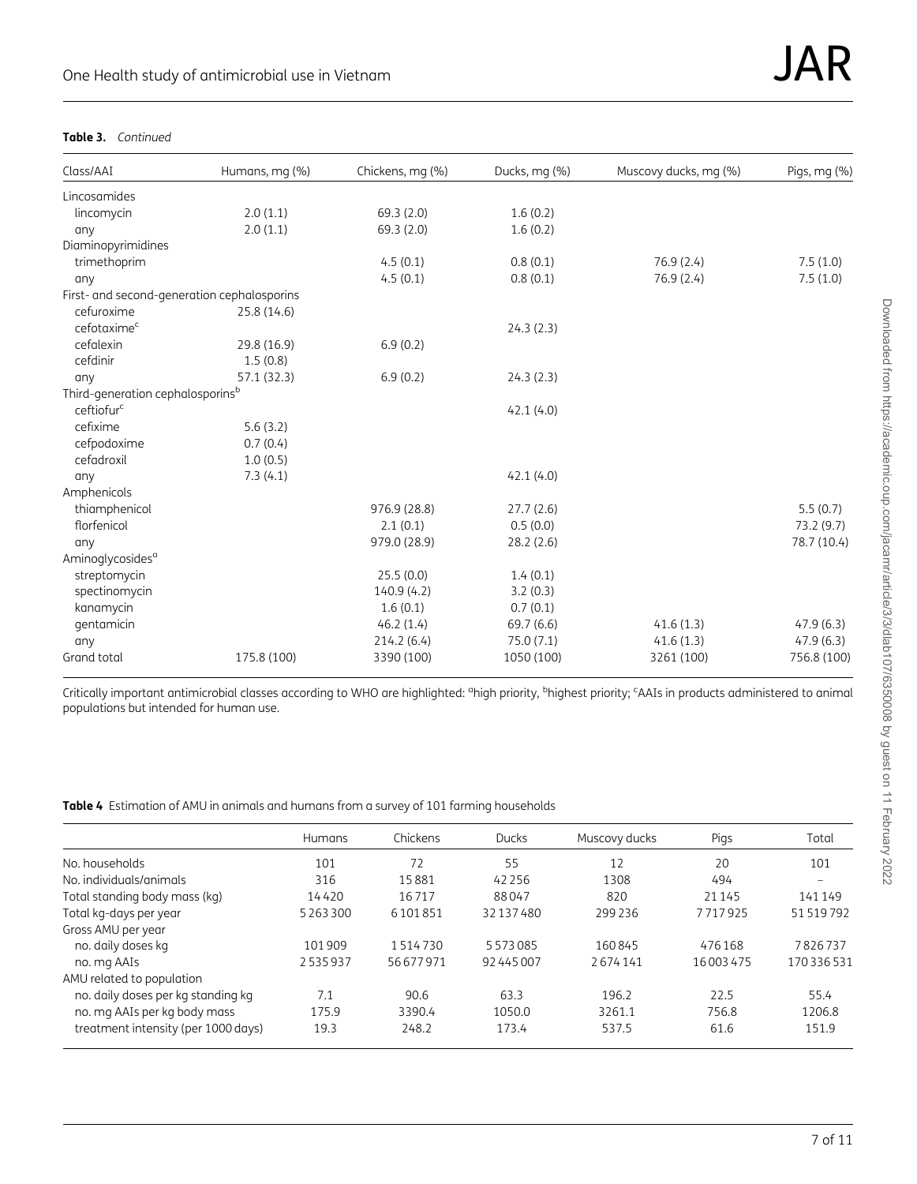**Table 3.** *Continued*

| Class/AAI | Humans, mg (%) | Chickens, mg (%) | Ducks, mg (%) | Muscovy ducks, mg (%) | Pigs, mg (%) |
|---|---|---|---|---|---|
| Lincosamides | | | | | |
| lincomycin | 2.0 (1.1) | 69.3 (2.0) | 1.6 (0.2) | | |
| any | 2.0 (1.1) | 69.3 (2.0) | 1.6 (0.2) | | |
| Diaminopyrimidines | | | | | |
| trimethoprim | | 4.5 (0.1) | 0.8 (0.1) | 76.9 (2.4) | 7.5 (1.0) |
| any | | 4.5 (0.1) | 0.8 (0.1) | 76.9 (2.4) | 7.5 (1.0) |
| First- and second-generation cephalosporins | | | | | |
| cefuroxime | 25.8 (14.6) | | | | |
| cefotaxime[c] | | | 24.3 (2.3) | | |
| cefalexin | 29.8 (16.9) | 6.9 (0.2) | | | |
| cefdinir | 1.5 (0.8) | | | | |
| any | 57.1 (32.3) | 6.9 (0.2) | 24.3 (2.3) | | |
| Third-generation cephalosporins[b] | | | | | |
| ceftiofur[c] | | | 42.1 (4.0) | | |
| cefixime | 5.6 (3.2) | | | | |
| cefpodoxime | 0.7 (0.4) | | | | |
| cefadroxil | 1.0 (0.5) | | | | |
| any | 7.3 (4.1) | | 42.1 (4.0) | | |
| Amphenicols | | | | | |
| thiamphenicol | | 976.9 (28.8) | 27.7 (2.6) | | 5.5 (0.7) |
| florfenicol | | 2.1 (0.1) | 0.5 (0.0) | | 73.2 (9.7) |
| any | | 979.0 (28.9) | 28.2 (2.6) | | 78.7 (10.4) |
| Aminoglycosides[a] | | | | | |
| streptomycin | | 25.5 (0.0) | 1.4 (0.1) | | |
| spectinomycin | | 140.9 (4.2) | 3.2 (0.3) | | |
| kanamycin | | 1.6 (0.1) | 0.7 (0.1) | | |
| gentamicin | | 46.2 (1.4) | 69.7 (6.6) | 41.6 (1.3) | 47.9 (6.3) |
| any | | 214.2 (6.4) | 75.0 (7.1) | 41.6 (1.3) | 47.9 (6.3) |
| Grand total | 175.8 (100) | 3390 (100) | 1050 (100) | 3261 (100) | 756.8 (100) |

Critically important antimicrobial classes according to WHO are highlighted: [a]high priority, [b]highest priority; [c]AAIs in products administered to animal populations but intended for human use.

**Table 4** Estimation of AMU in animals and humans from a survey of 101 farming households

| | Humans | Chickens | Ducks | Muscovy ducks | Pigs | Total |
|---|---|---|---|---|---|---|
| No. households | 101 | 72 | 55 | 12 | 20 | 101 |
| No. individuals/animals | 316 | 15881 | 42256 | 1308 | 494 | – |
| Total standing body mass (kg) | 14420 | 16717 | 88047 | 820 | 21145 | 141149 |
| Total kg-days per year | 5263300 | 6101851 | 32137480 | 299236 | 7717925 | 51519792 |
| Gross AMU per year | | | | | | |
| no. daily doses kg | 101909 | 1514730 | 5573085 | 160845 | 476168 | 7826737 |
| no. mg AAIs | 2535937 | 56677971 | 92445007 | 2674141 | 16003475 | 170336531 |
| AMU related to population | | | | | | |
| no. daily doses per kg standing kg | 7.1 | 90.6 | 63.3 | 196.2 | 22.5 | 55.4 |
| no. mg AAIs per kg body mass | 175.9 | 3390.4 | 1050.0 | 3261.1 | 756.8 | 1206.8 |
| treatment intensity (per 1000 days) | 19.3 | 248.2 | 173.4 | 537.5 | 61.6 | 151.9 |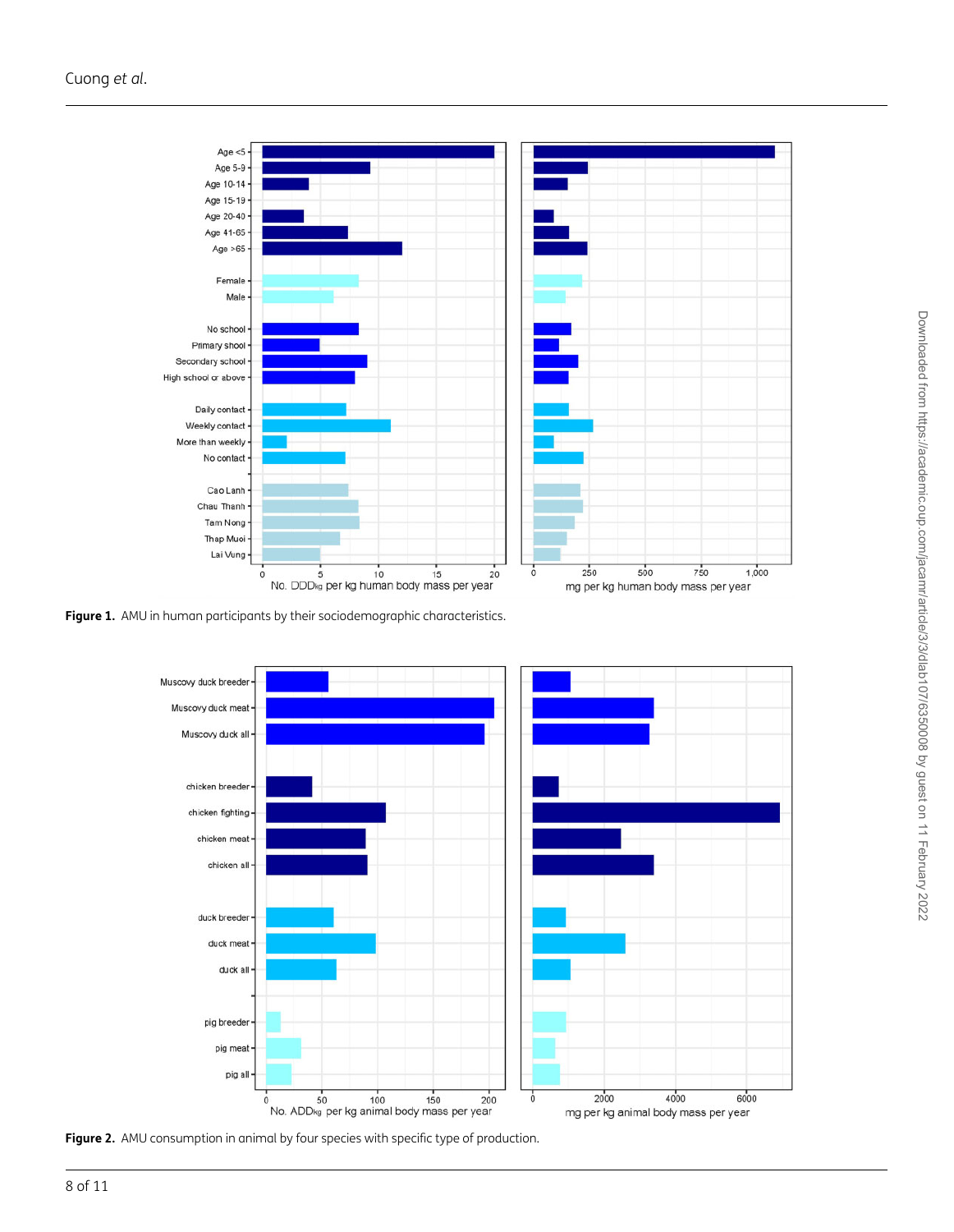Figure 1. AMU in human participants by their sociodemographic characteristics.

Figure 2. AMU consumption in animal by four species with specific type of production.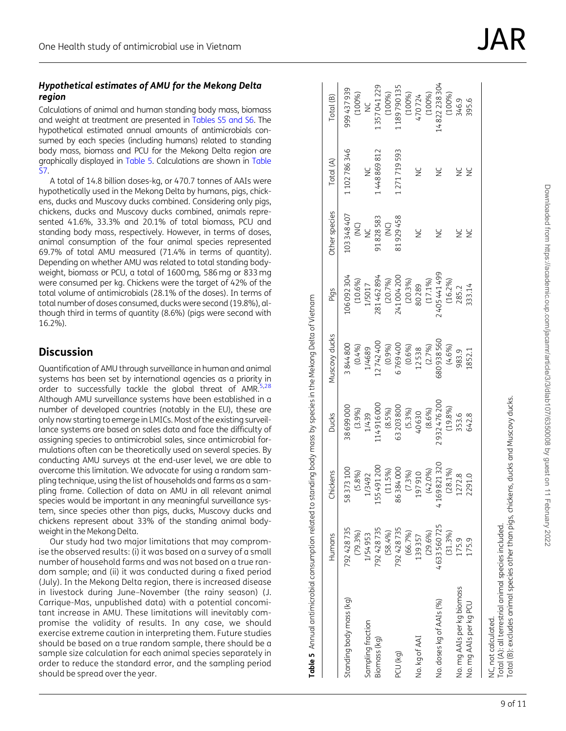### *Hypothetical estimates of AMU for the Mekong Delta region*

Calculations of animal and human standing body mass, biomass and weight at treatment are presented in Tables S5 and S6. The hypothetical estimated annual amounts of antimicrobials consumed by each species (including humans) related to standing body mass, biomass and PCU for the Mekong Delta region are graphically displayed in Table 5. Calculations are shown in Table S7.

A total of 14.8 billion doses-kg, or 470.7 tonnes of AAIs were hypothetically used in the Mekong Delta by humans, pigs, chickens, ducks and Muscovy ducks combined. Considering only pigs, chickens, ducks and Muscovy ducks combined, animals represented 41.6%, 33.3% and 20.1% of total biomass, PCU and standing body mass, respectively. However, in terms of doses, animal consumption of the four animal species represented 69.7% of total AMU measured (71.4% in terms of quantity). Depending on whether AMU was related to total standing bodyweight, biomass or PCU, a total of 1600 mg, 586 mg or 833 mg were consumed per kg. Chickens were the target of 42% of the total volume of antimicrobials (28.1% of the doses). In terms of total number of doses consumed, ducks were second (19.8%), although third in terms of quantity (8.6%) (pigs were second with 16.2%).

## Discussion

Quantification of AMU through surveillance in human and animal systems has been set by international agencies as a priority in order to successfully tackle the global threat of AMR.[5,28] Although AMU surveillance systems have been established in a number of developed countries (notably in the EU), these are only now starting to emerge in LMICs. Most of the existing surveillance systems are based on sales data and face the difficulty of assigning species to antimicrobial sales, since antimicrobial formulations often can be theoretically used on several species. By conducting AMU surveys at the end-user level, we are able to overcome this limitation. We advocate for using a random sampling technique, using the list of households and farms as a sampling frame. Collection of data on AMU in all relevant animal species would be important in any meaningful surveillance system, since species other than pigs, ducks, Muscovy ducks and chickens represent about 33% of the standing animal bodyweight in the Mekong Delta.

Our study had two major limitations that may compromise the observed results: (i) it was based on a survey of a small number of household farms and was not based on a true random sample; and (ii) it was conducted during a fixed period (July). In the Mekong Delta region, there is increased disease in livestock during June–November (the rainy season) (J. Carrique-Mas, unpublished data) with a potential concomitant increase in AMU. These limitations will inevitably compromise the validity of results. In any case, we should exercise extreme caution in interpreting them. Future studies should be based on a true random sample, there should be a sample size calculation for each animal species separately in order to reduce the standard error, and the sampling period should be spread over the year.

**Table 5** Annual antimicrobial consumption related to standing body mass by species in the Mekong Delta of Vietnam

| | Humans | Chickens | Ducks | Muscovy ducks | Pigs | Other species | Total (A) | Total (B) |
|---|---|---|---|---|---|---|---|---|
| Standing body mass (kg) | 792 428 735 (79.3%) | 58 373 100 (5.8%) | 38 699 000 (3.9%) | 3 844 800 (0.4%) | 106 092 304 (10.6%) | 103 348 407 (NC) | 1 102 786 346 | 999 437 939 (100%) |
| Sampling fraction | 1/54 953 | 1/3492 | 1/439 | 1/4689 | 1/5017 | NC | NC | NC |
| Biomass (kg) | 792 428 735 (58.4%) | 155 491 200 (11.5%) | 114 916 000 (8.5%) | 12 742 400 (0.9%) | 281 462 894 (20.7%) | 91 828 583 (NC) | 1 448 869 812 | 1 357 041 229 (100%) |
| PCU (kg) | 792 428 735 (66.7%) | 86 384 000 (7.3%) | 63 203 800 (5.3%) | 6 769 400 (0.6%) | 241 004 200 (20.3%) | 81 929 458 | 1 271 719 593 | 1 189 790 135 (100%) |
| No. kg of AAI | 139 357 (29.6%) | 197 910 (42.0%) | 40 630 (8.6%) | 12 538 (2.7%) | 80 289 (17.1%) | NC | NC | 470 724 (100%) |
| No. doses kg of AAIs (%) | 4 633 560 725 (31.3%) | 4 169 821 320 (28.1%) | 2 932 476 200 (19.8%) | 680 938 560 (4.6%) | 2 405 441 499 (16.2%) | NC | NC | 14 822 238 304 (100%) |
| No. mg AAIs per kg biomass | 175.9 | 1272.8 | 353.6 | 983.9 | 285.2 | NC | NC | 346.9 |
| No. mg AAIs per kg PCU | 175.9 | 2291.0 | 642.8 | 1852.1 | 333.14 | NC | NC | 395.6 |

NC, not calculated.
Total (A): all terrestrial animal species included.
Total (B): excludes animal species other than pigs, chickens, ducks and Muscovy ducks.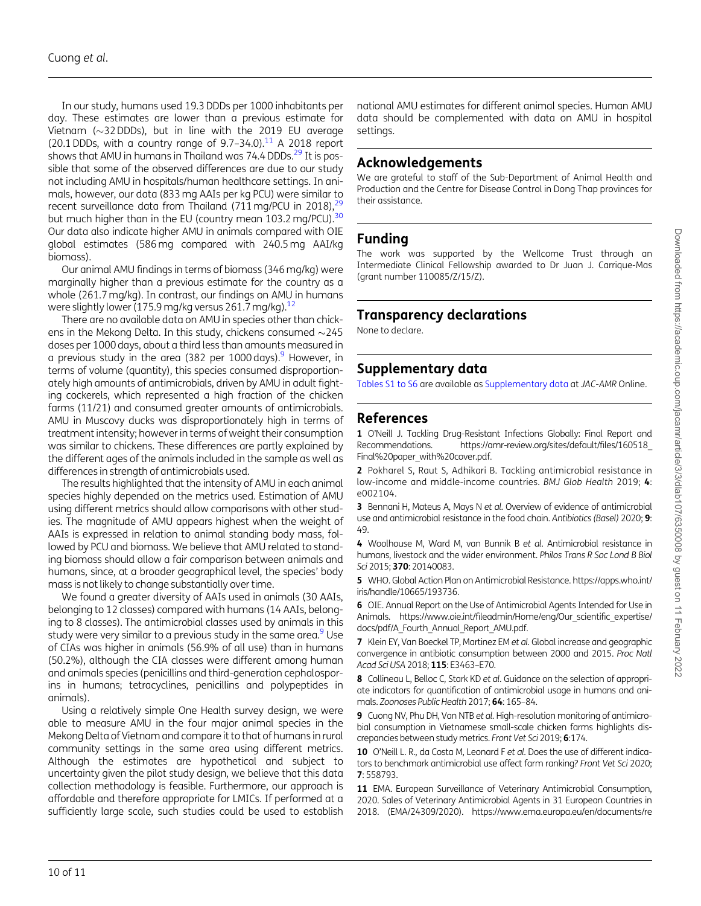In our study, humans used 19.3 DDDs per 1000 inhabitants per day. These estimates are lower than a previous estimate for Vietnam (∼32 DDDs), but in line with the 2019 EU average (20.1 DDDs, with a country range of 9.7–34.0).[11] A 2018 report shows that AMU in humans in Thailand was 74.4 DDDs.[29] It is possible that some of the observed differences are due to our study not including AMU in hospitals/human healthcare settings. In animals, however, our data (833 mg AAIs per kg PCU) were similar to recent surveillance data from Thailand (711 mg/PCU in 2018),[29] but much higher than in the EU (country mean 103.2 mg/PCU).[30] Our data also indicate higher AMU in animals compared with OIE global estimates (586 mg compared with 240.5 mg AAI/kg biomass).

Our animal AMU findings in terms of biomass (346 mg/kg) were marginally higher than a previous estimate for the country as a whole (261.7 mg/kg). In contrast, our findings on AMU in humans were slightly lower (175.9 mg/kg versus 261.7 mg/kg).[12]

There are no available data on AMU in species other than chickens in the Mekong Delta. In this study, chickens consumed ∼245 doses per 1000 days, about a third less than amounts measured in a previous study in the area (382 per 1000 days).[9] However, in terms of volume (quantity), this species consumed disproportionately high amounts of antimicrobials, driven by AMU in adult fighting cockerels, which represented a high fraction of the chicken farms (11/21) and consumed greater amounts of antimicrobials. AMU in Muscovy ducks was disproportionately high in terms of treatment intensity; however in terms of weight their consumption was similar to chickens. These differences are partly explained by the different ages of the animals included in the sample as well as differences in strength of antimicrobials used.

The results highlighted that the intensity of AMU in each animal species highly depended on the metrics used. Estimation of AMU using different metrics should allow comparisons with other studies. The magnitude of AMU appears highest when the weight of AAIs is expressed in relation to animal standing body mass, followed by PCU and biomass. We believe that AMU related to standing biomass should allow a fair comparison between animals and humans, since, at a broader geographical level, the species' body mass is not likely to change substantially over time.

We found a greater diversity of AAIs used in animals (30 AAIs, belonging to 12 classes) compared with humans (14 AAIs, belonging to 8 classes). The antimicrobial classes used by animals in this study were very similar to a previous study in the same area.[9] Use of CIAs was higher in animals (56.9% of all use) than in humans (50.2%), although the CIA classes were different among human and animals species (penicillins and third-generation cephalosporins in humans; tetracyclines, penicillins and polypeptides in animals).

Using a relatively simple One Health survey design, we were able to measure AMU in the four major animal species in the Mekong Delta of Vietnam and compare it to that of humans in rural community settings in the same area using different metrics. Although the estimates are hypothetical and subject to uncertainty given the pilot study design, we believe that this data collection methodology is feasible. Furthermore, our approach is affordable and therefore appropriate for LMICs. If performed at a sufficiently large scale, such studies could be used to establish national AMU estimates for different animal species. Human AMU data should be complemented with data on AMU in hospital settings.

## Acknowledgements

We are grateful to staff of the Sub-Department of Animal Health and Production and the Centre for Disease Control in Dong Thap provinces for their assistance.

## Funding

The work was supported by the Wellcome Trust through an Intermediate Clinical Fellowship awarded to Dr Juan J. Carrique-Mas (grant number 110085/Z/15/Z).

## Transparency declarations

None to declare.

## Supplementary data

Tables S1 to S6 are available as Supplementary data at *JAC-AMR* Online.

## References

**1** O'Neill J. Tackling Drug-Resistant Infections Globally: Final Report and Recommendations. https://amr-review.org/sites/default/files/160518_Final%20paper_with%20cover.pdf.

**2** Pokharel S, Raut S, Adhikari B. Tackling antimicrobial resistance in low-income and middle-income countries. *BMJ Glob Health* 2019; **4**: e002104.

**3** Bennani H, Mateus A, Mays N *et al.* Overview of evidence of antimicrobial use and antimicrobial resistance in the food chain. *Antibiotics (Basel)* 2020; **9**: 49.

**4** Woolhouse M, Ward M, van Bunnik B *et al.* Antimicrobial resistance in humans, livestock and the wider environment. *Philos Trans R Soc Lond B Biol Sci* 2015; **370**: 20140083.

**5** WHO. Global Action Plan on Antimicrobial Resistance. https://apps.who.int/iris/handle/10665/193736.

**6** OIE. Annual Report on the Use of Antimicrobial Agents Intended for Use in Animals. https://www.oie.int/fileadmin/Home/eng/Our_scientific_expertise/docs/pdf/A_Fourth_Annual_Report_AMU.pdf.

**7** Klein EY, Van Boeckel TP, Martinez EM *et al.* Global increase and geographic convergence in antibiotic consumption between 2000 and 2015. *Proc Natl Acad Sci USA* 2018; **115**: E3463–E70.

**8** Collineau L, Belloc C, Stark KD *et al.* Guidance on the selection of appropriate indicators for quantification of antimicrobial usage in humans and animals. *Zoonoses Public Health* 2017; **64**: 165–84.

**9** Cuong NV, Phu DH, Van NTB *et al.* High-resolution monitoring of antimicrobial consumption in Vietnamese small-scale chicken farms highlights discrepancies between study metrics. *Front Vet Sci* 2019; **6**:174.

**10** O'Neill L. R., da Costa M, Leonard F *et al.* Does the use of different indicators to benchmark antimicrobial use affect farm ranking? *Front Vet Sci* 2020; **7**: 558793.

**11** EMA. European Surveillance of Veterinary Antimicrobial Consumption, 2020. Sales of Veterinary Antimicrobial Agents in 31 European Countries in 2018. (EMA/24309/2020). https://www.ema.europa.eu/en/documents/re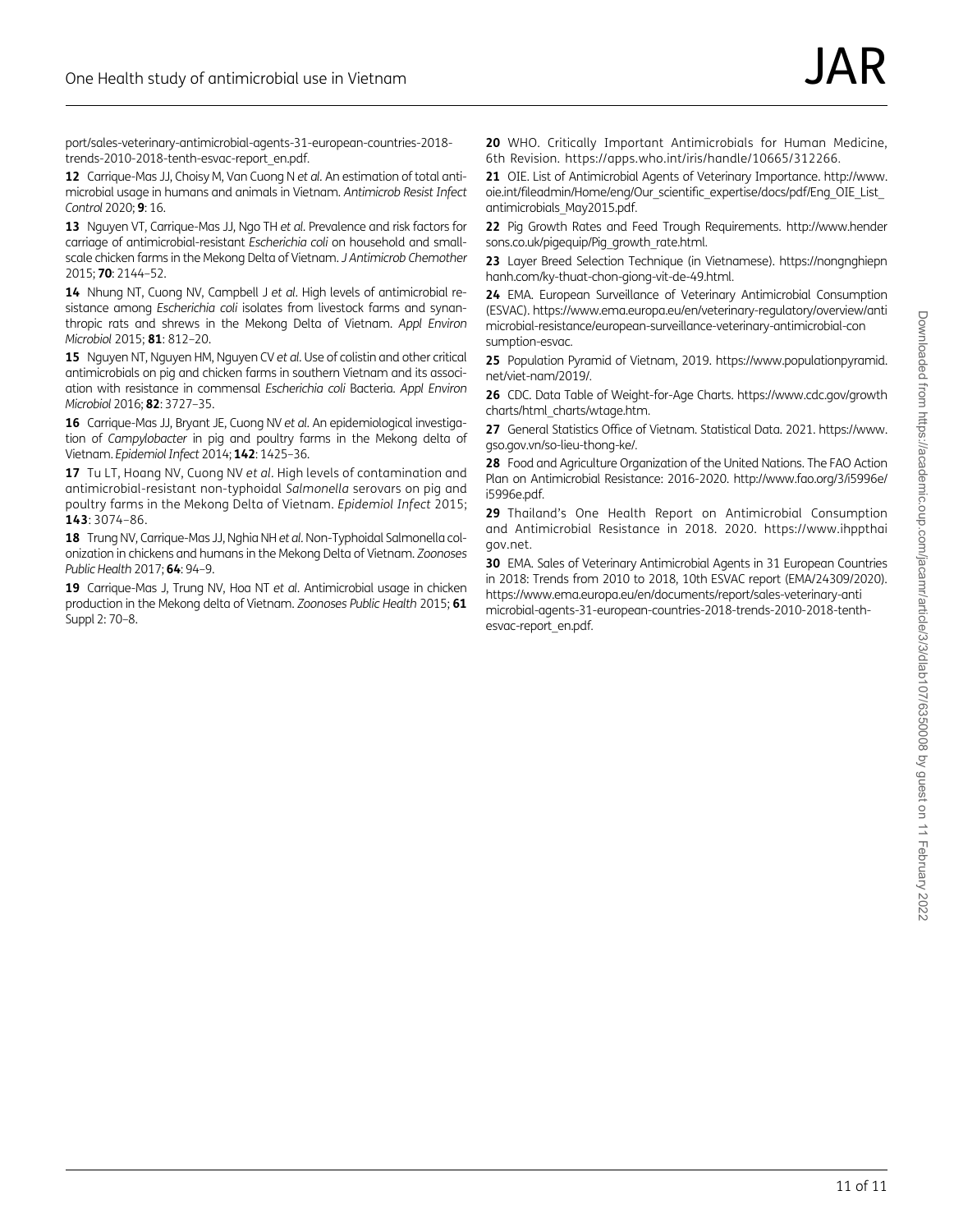port/sales-veterinary-antimicrobial-agents-31-european-countries-2018-trends-2010-2018-tenth-esvac-report_en.pdf.

**12** Carrique-Mas JJ, Choisy M, Van Cuong N *et al.* An estimation of total antimicrobial usage in humans and animals in Vietnam. *Antimicrob Resist Infect Control* 2020; **9**: 16.

**13** Nguyen VT, Carrique-Mas JJ, Ngo TH *et al.* Prevalence and risk factors for carriage of antimicrobial-resistant *Escherichia coli* on household and small-scale chicken farms in the Mekong Delta of Vietnam. *J Antimicrob Chemother* 2015; **70**: 2144–52.

**14** Nhung NT, Cuong NV, Campbell J *et al.* High levels of antimicrobial resistance among *Escherichia coli* isolates from livestock farms and synanthropic rats and shrews in the Mekong Delta of Vietnam. *Appl Environ Microbiol* 2015; **81**: 812–20.

**15** Nguyen NT, Nguyen HM, Nguyen CV *et al.* Use of colistin and other critical antimicrobials on pig and chicken farms in southern Vietnam and its association with resistance in commensal *Escherichia coli* Bacteria. *Appl Environ Microbiol* 2016; **82**: 3727–35.

**16** Carrique-Mas JJ, Bryant JE, Cuong NV *et al.* An epidemiological investigation of *Campylobacter* in pig and poultry farms in the Mekong delta of Vietnam. *Epidemiol Infect* 2014; **142**: 1425–36.

**17** Tu LT, Hoang NV, Cuong NV *et al.* High levels of contamination and antimicrobial-resistant non-typhoidal *Salmonella* serovars on pig and poultry farms in the Mekong Delta of Vietnam. *Epidemiol Infect* 2015; **143**: 3074–86.

**18** Trung NV, Carrique-Mas JJ, Nghia NH *et al.* Non-Typhoidal Salmonella colonization in chickens and humans in the Mekong Delta of Vietnam. *Zoonoses Public Health* 2017; **64**: 94–9.

**19** Carrique-Mas J, Trung NV, Hoa NT *et al.* Antimicrobial usage in chicken production in the Mekong delta of Vietnam. *Zoonoses Public Health* 2015; **61** Suppl 2: 70–8.

**20** WHO. Critically Important Antimicrobials for Human Medicine, 6th Revision. https://apps.who.int/iris/handle/10665/312266.

**21** OIE. List of Antimicrobial Agents of Veterinary Importance. http://www.oie.int/fileadmin/Home/eng/Our_scientific_expertise/docs/pdf/Eng_OIE_List_antimicrobials_May2015.pdf.

**22** Pig Growth Rates and Feed Trough Requirements. http://www.hendersons.co.uk/pigequip/Pig_growth_rate.html.

**23** Layer Breed Selection Technique (in Vietnamese). https://nongnghiepnhanh.com/ky-thuat-chon-giong-vit-de-49.html.

**24** EMA. European Surveillance of Veterinary Antimicrobial Consumption (ESVAC). https://www.ema.europa.eu/en/veterinary-regulatory/overview/antimicrobial-resistance/european-surveillance-veterinary-antimicrobial-consumption-esvac.

**25** Population Pyramid of Vietnam, 2019. https://www.populationpyramid.net/viet-nam/2019/.

**26** CDC. Data Table of Weight-for-Age Charts. https://www.cdc.gov/growthcharts/html_charts/wtage.htm.

**27** General Statistics Office of Vietnam. Statistical Data. 2021. https://www.gso.gov.vn/so-lieu-thong-ke/.

**28** Food and Agriculture Organization of the United Nations. The FAO Action Plan on Antimicrobial Resistance: 2016-2020. http://www.fao.org/3/i5996e/i5996e.pdf.

**29** Thailand's One Health Report on Antimicrobial Consumption and Antimicrobial Resistance in 2018. 2020. https://www.ihppthaigov.net.

**30** EMA. Sales of Veterinary Antimicrobial Agents in 31 European Countries in 2018: Trends from 2010 to 2018, 10th ESVAC report (EMA/24309/2020). https://www.ema.europa.eu/en/documents/report/sales-veterinary-antimicrobial-agents-31-european-countries-2018-trends-2010-2018-tenth-esvac-report_en.pdf.